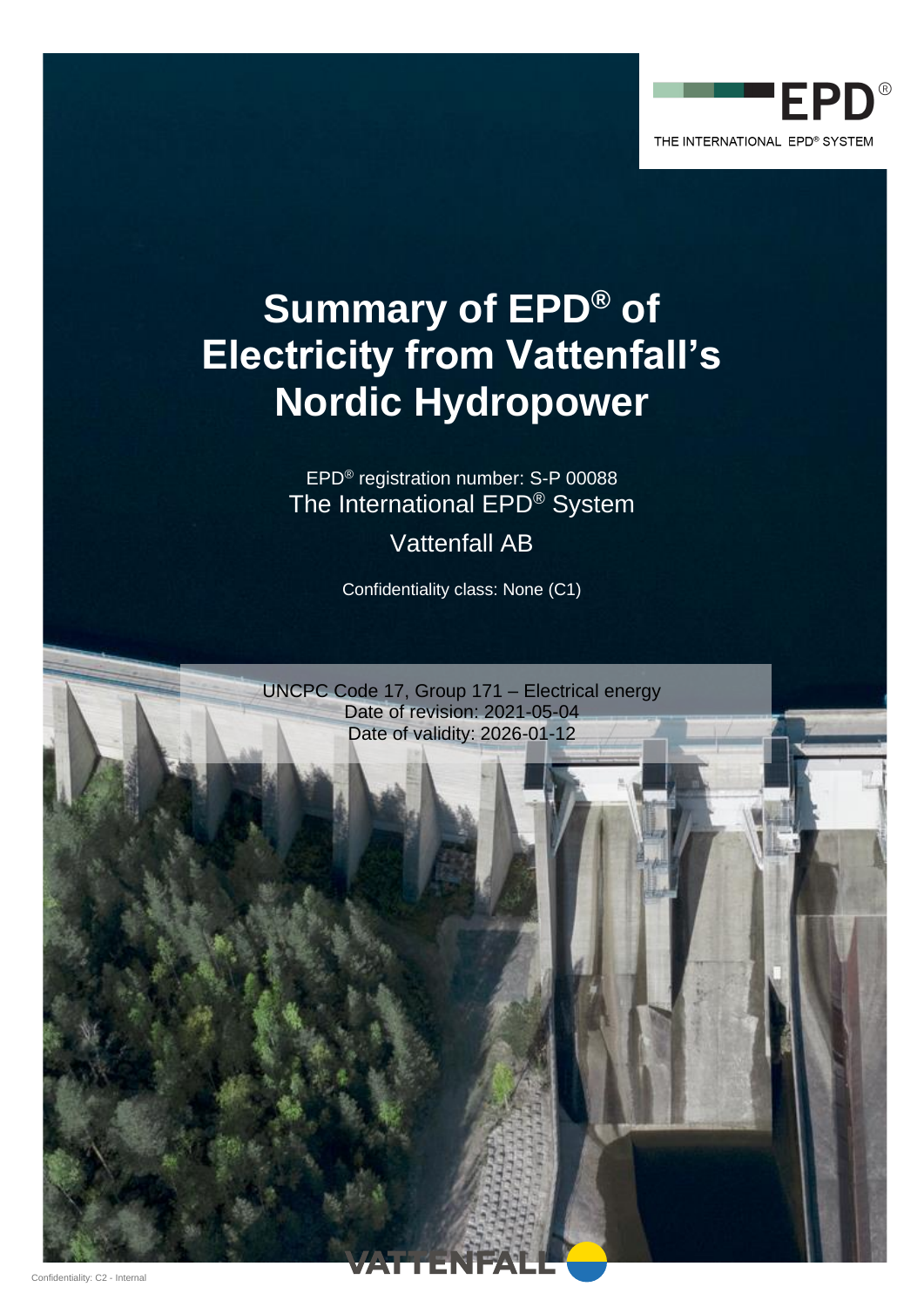THE INTERNATIONAL EPD® SYSTEM

# Summary of EPD® of Electricity from Vattenfall's Nordic Hydropower

EPD® registration number: S-P 00088

The International EPD® System

Vattenfall AB

Confidentiality class: None (C1)

UNCPC Code 17, Group 171 – Electrical energy

Date of revision: 2021-05-04

Date of validity: 2026-01-12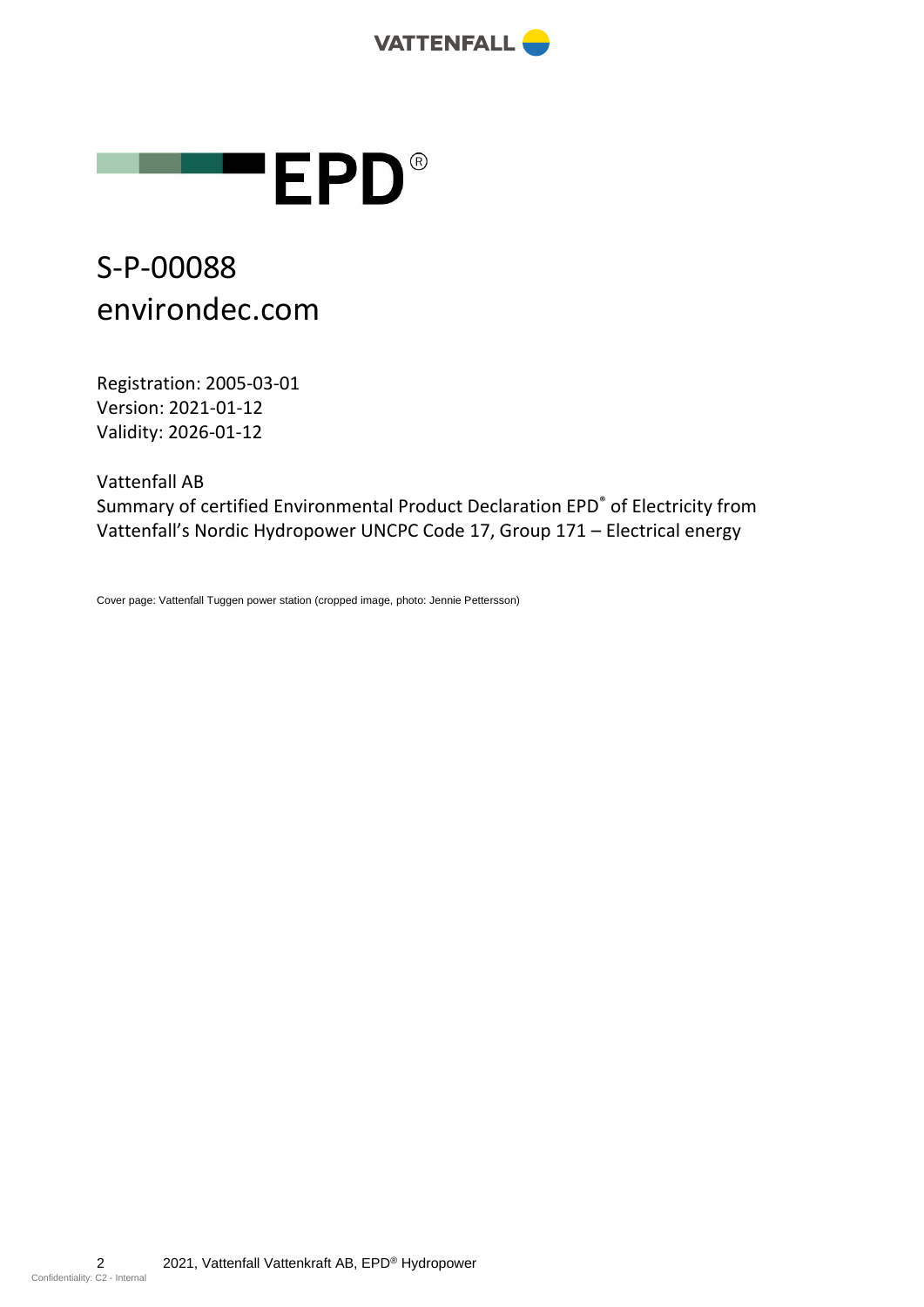# EPD®

S-P-00088
environdec.com

Registration: 2005-03-01
Version: 2021-01-12
Validity: 2026-01-12

Vattenfall AB
Summary of certified Environmental Product Declaration EPD® of Electricity from Vattenfall's Nordic Hydropower UNCPC Code 17, Group 171 – Electrical energy

Cover page: Vattenfall Tuggen power station (cropped image, photo: Jennie Pettersson)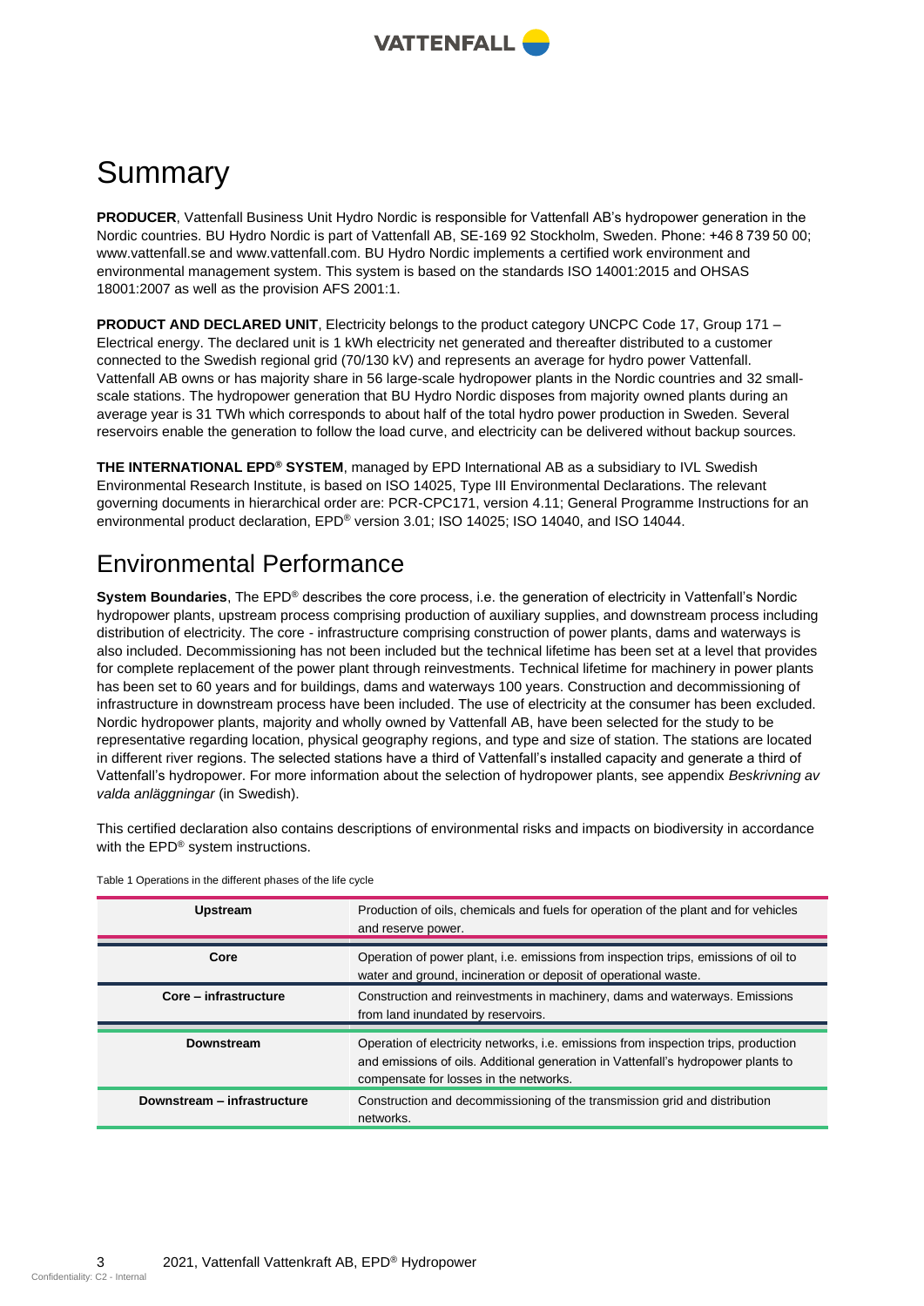# Summary

**PRODUCER**, Vattenfall Business Unit Hydro Nordic is responsible for Vattenfall AB's hydropower generation in the Nordic countries. BU Hydro Nordic is part of Vattenfall AB, SE-169 92 Stockholm, Sweden. Phone: +46 8 739 50 00; www.vattenfall.se and www.vattenfall.com. BU Hydro Nordic implements a certified work environment and environmental management system. This system is based on the standards ISO 14001:2015 and OHSAS 18001:2007 as well as the provision AFS 2001:1.

**PRODUCT AND DECLARED UNIT**, Electricity belongs to the product category UNCPC Code 17, Group 171 – Electrical energy. The declared unit is 1 kWh electricity net generated and thereafter distributed to a customer connected to the Swedish regional grid (70/130 kV) and represents an average for hydro power Vattenfall. Vattenfall AB owns or has majority share in 56 large-scale hydropower plants in the Nordic countries and 32 small-scale stations. The hydropower generation that BU Hydro Nordic disposes from majority owned plants during an average year is 31 TWh which corresponds to about half of the total hydro power production in Sweden. Several reservoirs enable the generation to follow the load curve, and electricity can be delivered without backup sources.

**THE INTERNATIONAL EPD® SYSTEM**, managed by EPD International AB as a subsidiary to IVL Swedish Environmental Research Institute, is based on ISO 14025, Type III Environmental Declarations. The relevant governing documents in hierarchical order are: PCR-CPC171, version 4.11; General Programme Instructions for an environmental product declaration, EPD® version 3.01; ISO 14025; ISO 14040, and ISO 14044.

## Environmental Performance

**System Boundaries**, The EPD® describes the core process, i.e. the generation of electricity in Vattenfall's Nordic hydropower plants, upstream process comprising production of auxiliary supplies, and downstream process including distribution of electricity. The core - infrastructure comprising construction of power plants, dams and waterways is also included. Decommissioning has not been included but the technical lifetime has been set at a level that provides for complete replacement of the power plant through reinvestments. Technical lifetime for machinery in power plants has been set to 60 years and for buildings, dams and waterways 100 years. Construction and decommissioning of infrastructure in downstream process have been included. The use of electricity at the consumer has been excluded. Nordic hydropower plants, majority and wholly owned by Vattenfall AB, have been selected for the study to be representative regarding location, physical geography regions, and type and size of station. The stations are located in different river regions. The selected stations have a third of Vattenfall's installed capacity and generate a third of Vattenfall's hydropower. For more information about the selection of hydropower plants, see appendix *Beskrivning av valda anläggningar* (in Swedish).

This certified declaration also contains descriptions of environmental risks and impacts on biodiversity in accordance with the EPD® system instructions.

Table 1 Operations in the different phases of the life cycle

| | |
|---|---|
| **Upstream** | Production of oils, chemicals and fuels for operation of the plant and for vehicles and reserve power. |
| **Core** | Operation of power plant, i.e. emissions from inspection trips, emissions of oil to water and ground, incineration or deposit of operational waste. |
| **Core – infrastructure** | Construction and reinvestments in machinery, dams and waterways. Emissions from land inundated by reservoirs. |
| **Downstream** | Operation of electricity networks, i.e. emissions from inspection trips, production and emissions of oils. Additional generation in Vattenfall's hydropower plants to compensate for losses in the networks. |
| **Downstream – infrastructure** | Construction and decommissioning of the transmission grid and distribution networks. |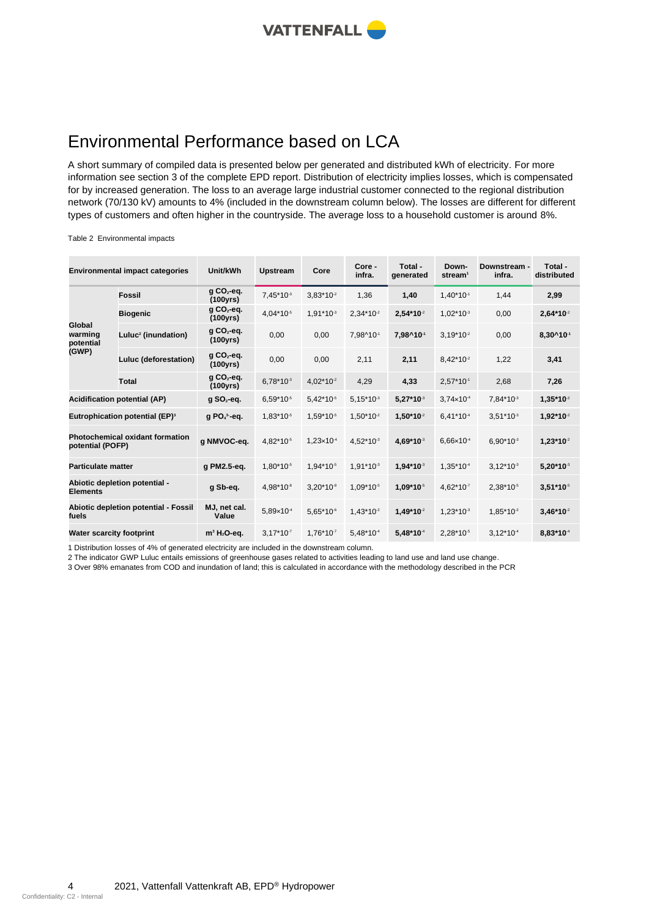# Environmental Performance based on LCA

A short summary of compiled data is presented below per generated and distributed kWh of electricity. For more information see section 3 of the complete EPD report. Distribution of electricity implies losses, which is compensated for by increased generation. The loss to an average large industrial customer connected to the regional distribution network (70/130 kV) amounts to 4% (included in the downstream column below). The losses are different for different types of customers and often higher in the countryside. The average loss to a household customer is around 8%.

Table 2 Environmental impacts

| Environmental impact categories | | Unit/kWh | Upstream | Core | Core - infra. | Total - generated | Down-stream[1] | Downstream - infra. | Total - distributed |
|---|---|---|---|---|---|---|---|---|---|
| Global warming potential (GWP) | Fossil | g $CO_2$-eq. (100yrs) | $7{,}45*10^{-3}$ | $3{,}83*10^{-2}$ | 1,36 | **1,40** | $1{,}40*10^{-1}$ | 1,44 | **2,99** |
| | Biogenic | g $CO_2$-eq. (100yrs) | $4{,}04*10^{-5}$ | $1{,}91*10^{-3}$ | $2{,}34*10^{-2}$ | **$2{,}54*10^{-2}$** | $1{,}02*10^{-3}$ | 0,00 | **$2{,}64*10^{-2}$** |
| | Luluc[2] (inundation) | g $CO_2$-eq. (100yrs) | 0,00 | 0,00 | $7{,}98\text{^}10^{-1}$ | **$7{,}98\text{^}10^{-1}$** | $3{,}19*10^{-2}$ | 0,00 | **$8{,}30\text{^}10^{-1}$** |
| | Luluc (deforestation) | g $CO_2$-eq. (100yrs) | 0,00 | 0,00 | 2,11 | **2,11** | $8{,}42*10^{-2}$ | 1,22 | **3,41** |
| | Total | g $CO_2$-eq. (100yrs) | $6{,}78*10^{-3}$ | $4{,}02*10^{-2}$ | 4,29 | **4,33** | $2{,}57*10^{-1}$ | 2,68 | **7,26** |
| Acidification potential (AP) | | g $SO_2$-eq. | $6{,}59*10^{-5}$ | $5{,}42*10^{-5}$ | $5{,}15*10^{-3}$ | **$5{,}27*10^{-3}$** | $3{,}74\times10^{-4}$ | $7{,}84*10^{-3}$ | **$1{,}35*10^{-2}$** |
| Eutrophication potential (EP)[3] | | g $PO_4^{3-}$-eq. | $1{,}83*10^{-5}$ | $1{,}59*10^{-5}$ | $1{,}50*10^{-2}$ | **$1{,}50*10^{-2}$** | $6{,}41*10^{-4}$ | $3{,}51*10^{-3}$ | **$1{,}92*10^{-2}$** |
| Photochemical oxidant formation potential (POFP) | | g NMVOC-eq. | $4{,}82*10^{-5}$ | $1{,}23\times10^{-4}$ | $4{,}52*10^{-3}$ | **$4{,}69*10^{-3}$** | $6{,}66\times10^{-4}$ | $6{,}90*10^{-3}$ | **$1{,}23*10^{-2}$** |
| Particulate matter | | g PM2.5-eq. | $1{,}80*10^{-5}$ | $1{,}94*10^{-5}$ | $1{,}91*10^{-3}$ | **$1{,}94*10^{-3}$** | $1{,}35*10^{-4}$ | $3{,}12*10^{-3}$ | **$5{,}20*10^{-3}$** |
| Abiotic depletion potential - Elements | | g Sb-eq. | $4{,}98*10^{-8}$ | $3{,}20*10^{-9}$ | $1{,}09*10^{-5}$ | **$1{,}09*10^{-5}$** | $4{,}62*10^{-7}$ | $2{,}38*10^{-5}$ | **$3{,}51*10^{-5}$** |
| Abiotic depletion potential - Fossil fuels | | MJ, net cal. Value | $5{,}89\times10^{-4}$ | $5{,}65*10^{-6}$ | $1{,}43*10^{-2}$ | **$1{,}49*10^{-2}$** | $1{,}23*10^{-3}$ | $1{,}85*10^{-2}$ | **$3{,}46*10^{-2}$** |
| Water scarcity footprint | | $m^3$ $H_2O$-eq. | $3{,}17*10^{-7}$ | $1{,}76*10^{-7}$ | $5{,}48*10^{-4}$ | **$5{,}48*10^{-4}$** | $2{,}28*10^{-5}$ | $3{,}12*10^{-4}$ | **$8{,}83*10^{-4}$** |

1 Distribution losses of 4% of generated electricity are included in the downstream column.

2 The indicator GWP Luluc entails emissions of greenhouse gases related to activities leading to land use and land use change.

3 Over 98% emanates from COD and inundation of land; this is calculated in accordance with the methodology described in the PCR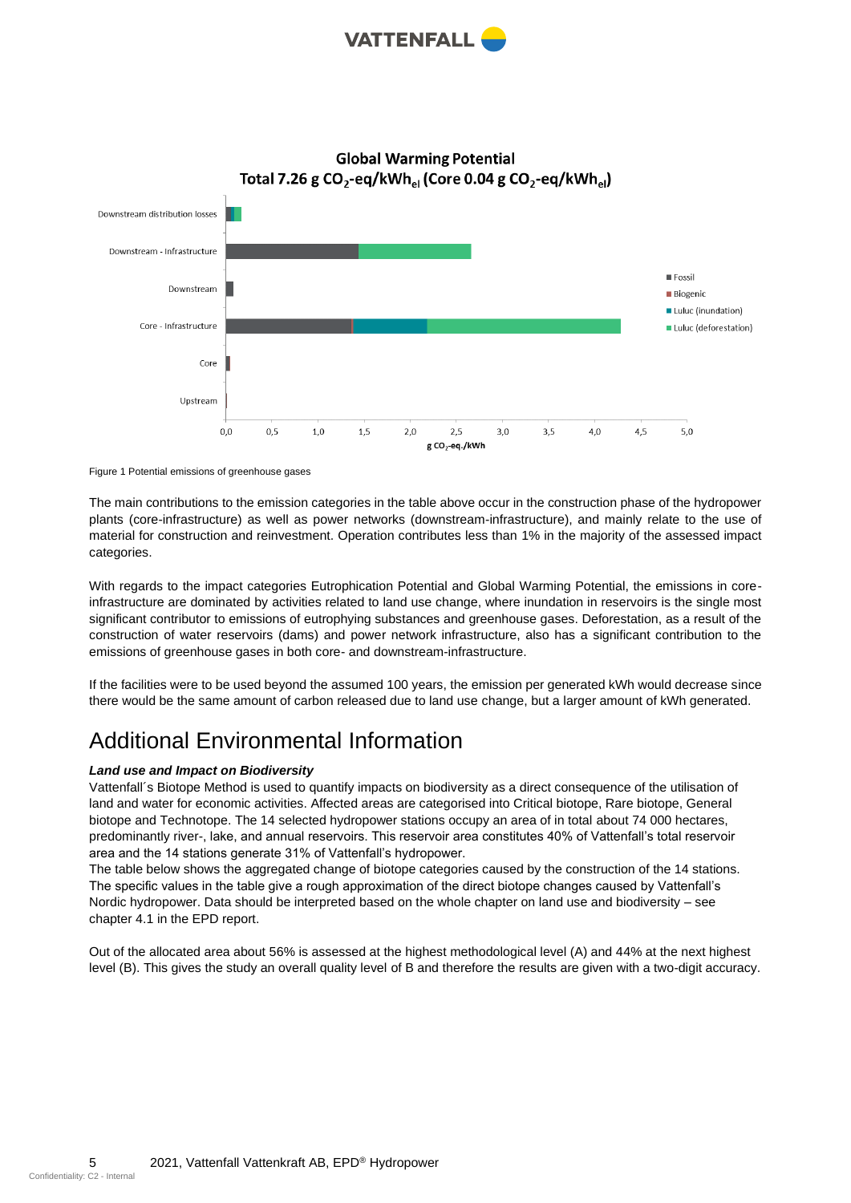Figure 1 Potential emissions of greenhouse gases

The main contributions to the emission categories in the table above occur in the construction phase of the hydropower plants (core-infrastructure) as well as power networks (downstream-infrastructure), and mainly relate to the use of material for construction and reinvestment. Operation contributes less than 1% in the majority of the assessed impact categories.

With regards to the impact categories Eutrophication Potential and Global Warming Potential, the emissions in core-infrastructure are dominated by activities related to land use change, where inundation in reservoirs is the single most significant contributor to emissions of eutrophying substances and greenhouse gases. Deforestation, as a result of the construction of water reservoirs (dams) and power network infrastructure, also has a significant contribution to the emissions of greenhouse gases in both core- and downstream-infrastructure.

If the facilities were to be used beyond the assumed 100 years, the emission per generated kWh would decrease since there would be the same amount of carbon released due to land use change, but a larger amount of kWh generated.

# Additional Environmental Information

***Land use and Impact on Biodiversity***

Vattenfall´s Biotope Method is used to quantify impacts on biodiversity as a direct consequence of the utilisation of land and water for economic activities. Affected areas are categorised into Critical biotope, Rare biotope, General biotope and Technotope. The 14 selected hydropower stations occupy an area of in total about 74 000 hectares, predominantly river-, lake, and annual reservoirs. This reservoir area constitutes 40% of Vattenfall's total reservoir area and the 14 stations generate 31% of Vattenfall's hydropower.

The table below shows the aggregated change of biotope categories caused by the construction of the 14 stations. The specific values in the table give a rough approximation of the direct biotope changes caused by Vattenfall's Nordic hydropower. Data should be interpreted based on the whole chapter on land use and biodiversity – see chapter 4.1 in the EPD report.

Out of the allocated area about 56% is assessed at the highest methodological level (A) and 44% at the next highest level (B). This gives the study an overall quality level of B and therefore the results are given with a two-digit accuracy.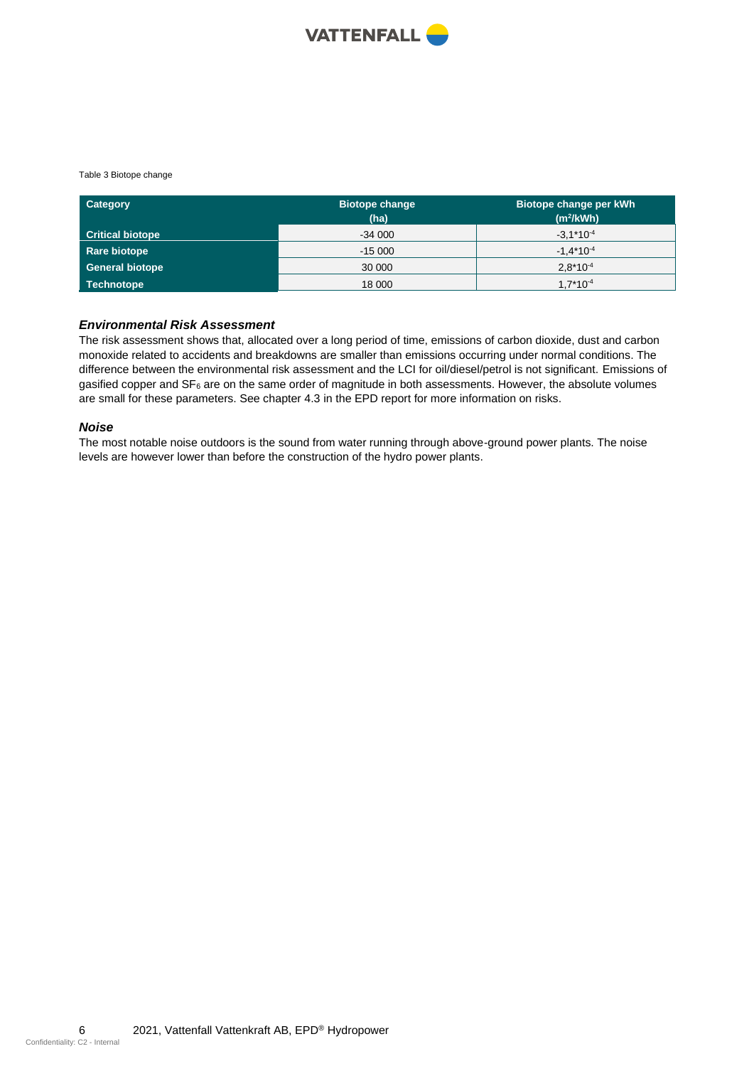Table 3 Biotope change

| Category | Biotope change (ha) | Biotope change per kWh ($m^2$/kWh) |
|---|---|---|
| **Critical biotope** | -34 000 | $-3{,}1 \cdot 10^{-4}$ |
| **Rare biotope** | -15 000 | $-1{,}4 \cdot 10^{-4}$ |
| **General biotope** | 30 000 | $2{,}8 \cdot 10^{-4}$ |
| **Technotope** | 18 000 | $1{,}7 \cdot 10^{-4}$ |

### *Environmental Risk Assessment*

The risk assessment shows that, allocated over a long period of time, emissions of carbon dioxide, dust and carbon monoxide related to accidents and breakdowns are smaller than emissions occurring under normal conditions. The difference between the environmental risk assessment and the LCI for oil/diesel/petrol is not significant. Emissions of gasified copper and $SF_6$ are on the same order of magnitude in both assessments. However, the absolute volumes are small for these parameters. See chapter 4.3 in the EPD report for more information on risks.

### *Noise*

The most notable noise outdoors is the sound from water running through above-ground power plants. The noise levels are however lower than before the construction of the hydro power plants.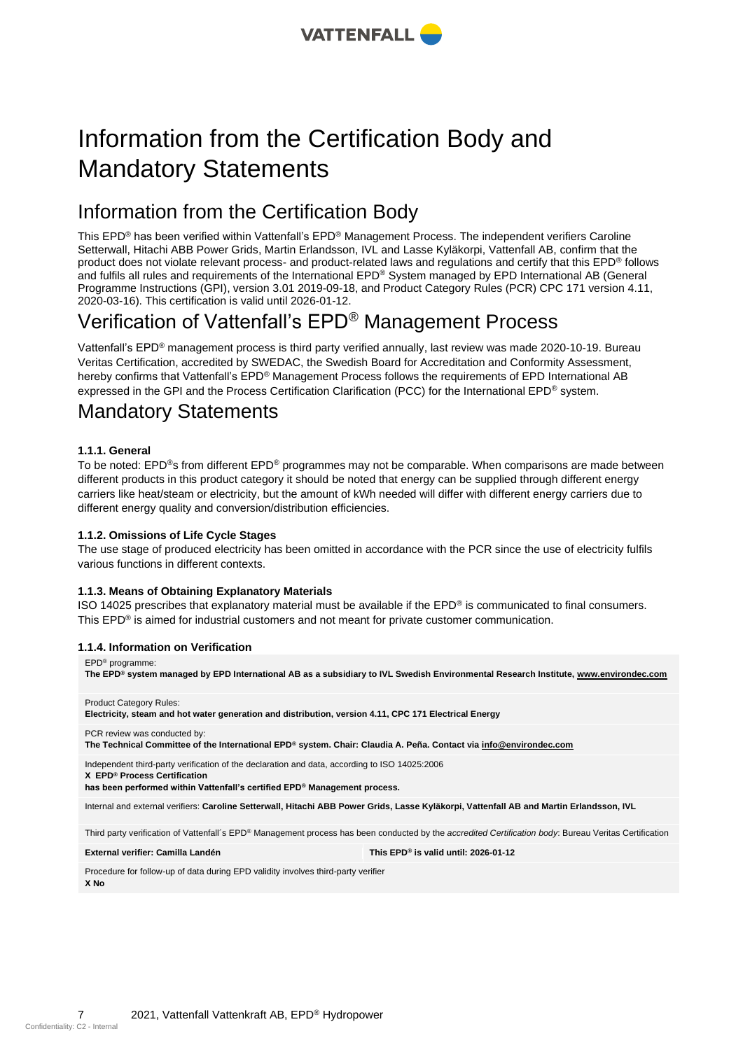# Information from the Certification Body and Mandatory Statements

## Information from the Certification Body

This EPD® has been verified within Vattenfall's EPD® Management Process. The independent verifiers Caroline Setterwall, Hitachi ABB Power Grids, Martin Erlandsson, IVL and Lasse Kyläkorpi, Vattenfall AB, confirm that the product does not violate relevant process- and product-related laws and regulations and certify that this EPD® follows and fulfils all rules and requirements of the International EPD® System managed by EPD International AB (General Programme Instructions (GPI), version 3.01 2019-09-18, and Product Category Rules (PCR) CPC 171 version 4.11, 2020-03-16). This certification is valid until 2026-01-12.

## Verification of Vattenfall's EPD® Management Process

Vattenfall's EPD® management process is third party verified annually, last review was made 2020-10-19. Bureau Veritas Certification, accredited by SWEDAC, the Swedish Board for Accreditation and Conformity Assessment, hereby confirms that Vattenfall's EPD® Management Process follows the requirements of EPD International AB expressed in the GPI and the Process Certification Clarification (PCC) for the International EPD® system.

## Mandatory Statements

#### 1.1.1. General

To be noted: EPD®s from different EPD® programmes may not be comparable. When comparisons are made between different products in this product category it should be noted that energy can be supplied through different energy carriers like heat/steam or electricity, but the amount of kWh needed will differ with different energy carriers due to different energy quality and conversion/distribution efficiencies.

#### 1.1.2. Omissions of Life Cycle Stages

The use stage of produced electricity has been omitted in accordance with the PCR since the use of electricity fulfils various functions in different contexts.

#### 1.1.3. Means of Obtaining Explanatory Materials

ISO 14025 prescribes that explanatory material must be available if the EPD® is communicated to final consumers. This EPD® is aimed for industrial customers and not meant for private customer communication.

#### 1.1.4. Information on Verification

| | |
|---|---|
| EPD® programme:<br>**The EPD® system managed by EPD International AB as a subsidiary to IVL Swedish Environmental Research Institute, www.environdec.com** | |
| Product Category Rules:<br>**Electricity, steam and hot water generation and distribution, version 4.11, CPC 171 Electrical Energy** | |
| PCR review was conducted by:<br>**The Technical Committee of the International EPD® system. Chair: Claudia A. Peña. Contact via info@environdec.com** | |
| Independent third-party verification of the declaration and data, according to ISO 14025:2006<br>**X EPD® Process Certification**<br>**has been performed within Vattenfall's certified EPD® Management process.** | |
| Internal and external verifiers: **Caroline Setterwall, Hitachi ABB Power Grids, Lasse Kyläkorpi, Vattenfall AB and Martin Erlandsson, IVL** | |
| Third party verification of Vattenfall´s EPD® Management process has been conducted by the *accredited Certification body*: Bureau Veritas Certification | |
| **External verifier: Camilla Landén** | **This EPD® is valid until: 2026-01-12** |
| Procedure for follow-up of data during EPD validity involves third-party verifier<br>**X No** | |